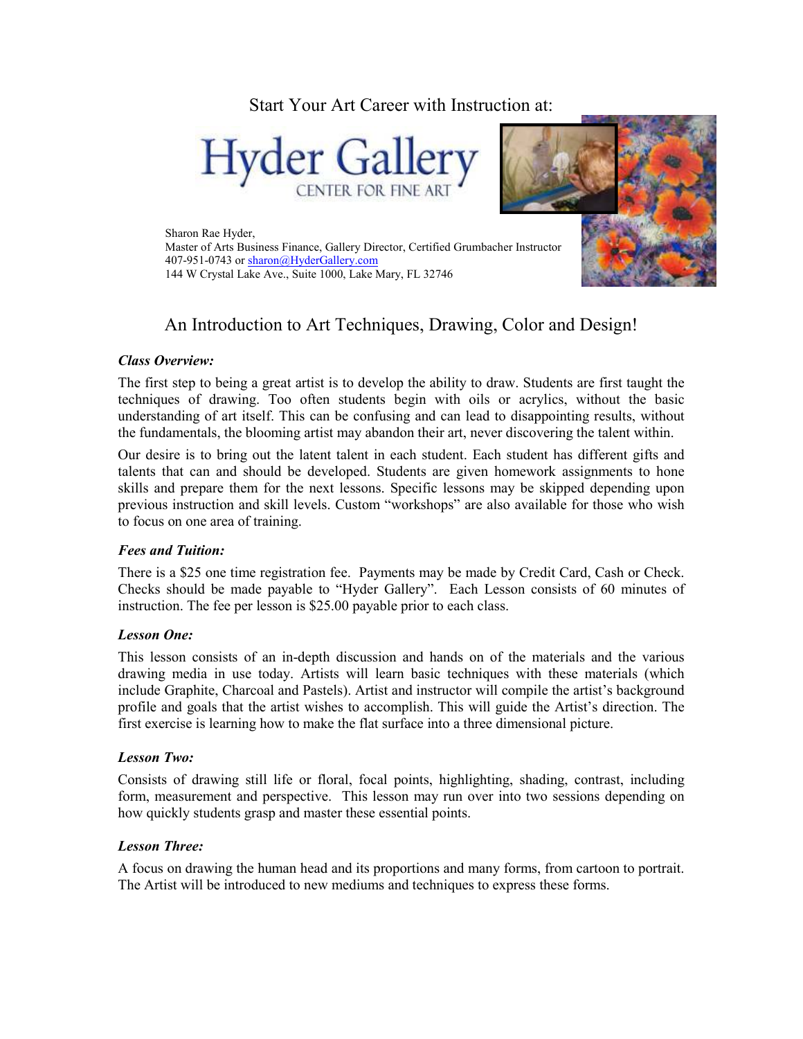Start Your Art Career with Instruction at:

# Hyder Gallery

CENTER FOR FINE ART

Sharon Rae Hyder,
Master of Arts Business Finance, Gallery Director, Certified Grumbacher Instructor
407-951-0743 or [sharon@HyderGallery.com](mailto:sharon@HyderGallery.com)
144 W Crystal Lake Ave., Suite 1000, Lake Mary, FL 32746

## An Introduction to Art Techniques, Drawing, Color and Design!

***Class Overview:***

The first step to being a great artist is to develop the ability to draw. Students are first taught the techniques of drawing. Too often students begin with oils or acrylics, without the basic understanding of art itself. This can be confusing and can lead to disappointing results, without the fundamentals, the blooming artist may abandon their art, never discovering the talent within.

Our desire is to bring out the latent talent in each student. Each student has different gifts and talents that can and should be developed. Students are given homework assignments to hone skills and prepare them for the next lessons. Specific lessons may be skipped depending upon previous instruction and skill levels. Custom "workshops" are also available for those who wish to focus on one area of training.

***Fees and Tuition:***

There is a $25 one time registration fee. Payments may be made by Credit Card, Cash or Check. Checks should be made payable to "Hyder Gallery". Each Lesson consists of 60 minutes of instruction. The fee per lesson is $25.00 payable prior to each class.

***Lesson One:***

This lesson consists of an in-depth discussion and hands on of the materials and the various drawing media in use today. Artists will learn basic techniques with these materials (which include Graphite, Charcoal and Pastels). Artist and instructor will compile the artist's background profile and goals that the artist wishes to accomplish. This will guide the Artist's direction. The first exercise is learning how to make the flat surface into a three dimensional picture.

***Lesson Two:***

Consists of drawing still life or floral, focal points, highlighting, shading, contrast, including form, measurement and perspective. This lesson may run over into two sessions depending on how quickly students grasp and master these essential points.

***Lesson Three:***

A focus on drawing the human head and its proportions and many forms, from cartoon to portrait. The Artist will be introduced to new mediums and techniques to express these forms.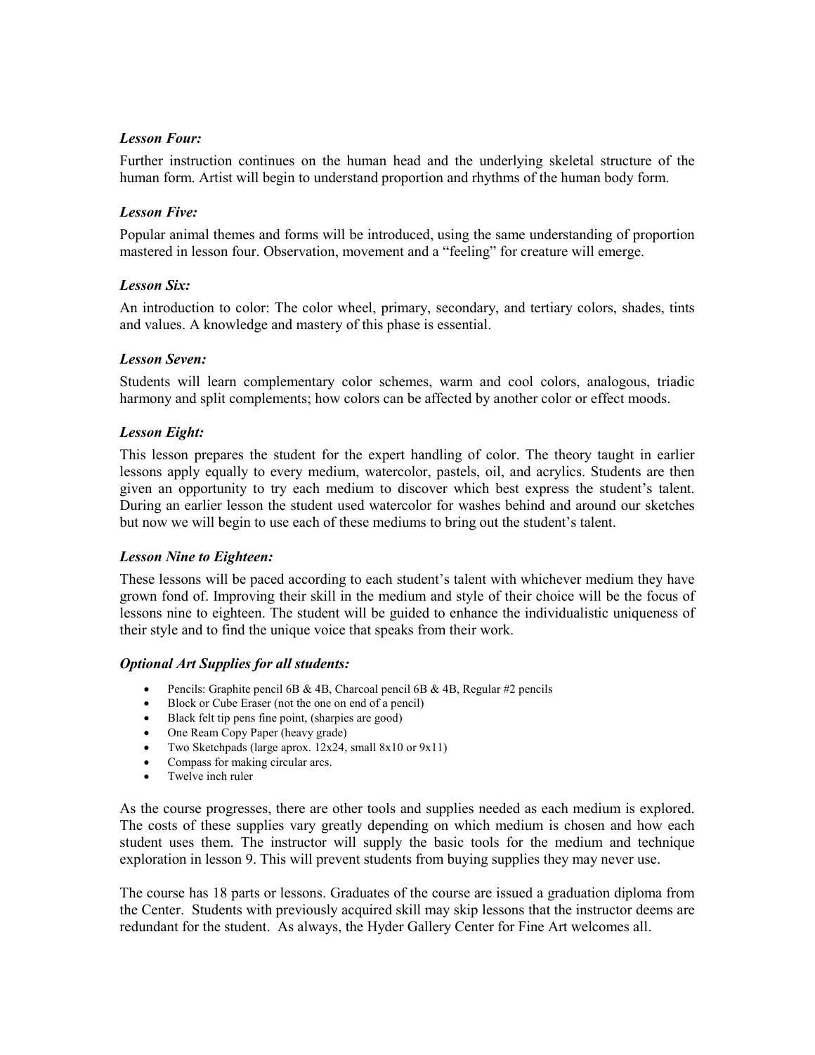***Lesson Four:***

Further instruction continues on the human head and the underlying skeletal structure of the human form. Artist will begin to understand proportion and rhythms of the human body form.

***Lesson Five:***

Popular animal themes and forms will be introduced, using the same understanding of proportion mastered in lesson four. Observation, movement and a "feeling" for creature will emerge.

***Lesson Six:***

An introduction to color: The color wheel, primary, secondary, and tertiary colors, shades, tints and values. A knowledge and mastery of this phase is essential.

***Lesson Seven:***

Students will learn complementary color schemes, warm and cool colors, analogous, triadic harmony and split complements; how colors can be affected by another color or effect moods.

***Lesson Eight:***

This lesson prepares the student for the expert handling of color. The theory taught in earlier lessons apply equally to every medium, watercolor, pastels, oil, and acrylics. Students are then given an opportunity to try each medium to discover which best express the student's talent. During an earlier lesson the student used watercolor for washes behind and around our sketches but now we will begin to use each of these mediums to bring out the student's talent.

***Lesson Nine to Eighteen:***

These lessons will be paced according to each student's talent with whichever medium they have grown fond of. Improving their skill in the medium and style of their choice will be the focus of lessons nine to eighteen. The student will be guided to enhance the individualistic uniqueness of their style and to find the unique voice that speaks from their work.

***Optional Art Supplies for all students:***

- Pencils: Graphite pencil 6B & 4B, Charcoal pencil 6B & 4B, Regular #2 pencils
- Block or Cube Eraser (not the one on end of a pencil)
- Black felt tip pens fine point, (sharpies are good)
- One Ream Copy Paper (heavy grade)
- Two Sketchpads (large aprox. 12x24, small 8x10 or 9x11)
- Compass for making circular arcs.
- Twelve inch ruler

As the course progresses, there are other tools and supplies needed as each medium is explored. The costs of these supplies vary greatly depending on which medium is chosen and how each student uses them. The instructor will supply the basic tools for the medium and technique exploration in lesson 9. This will prevent students from buying supplies they may never use.

The course has 18 parts or lessons. Graduates of the course are issued a graduation diploma from the Center. Students with previously acquired skill may skip lessons that the instructor deems are redundant for the student. As always, the Hyder Gallery Center for Fine Art welcomes all.